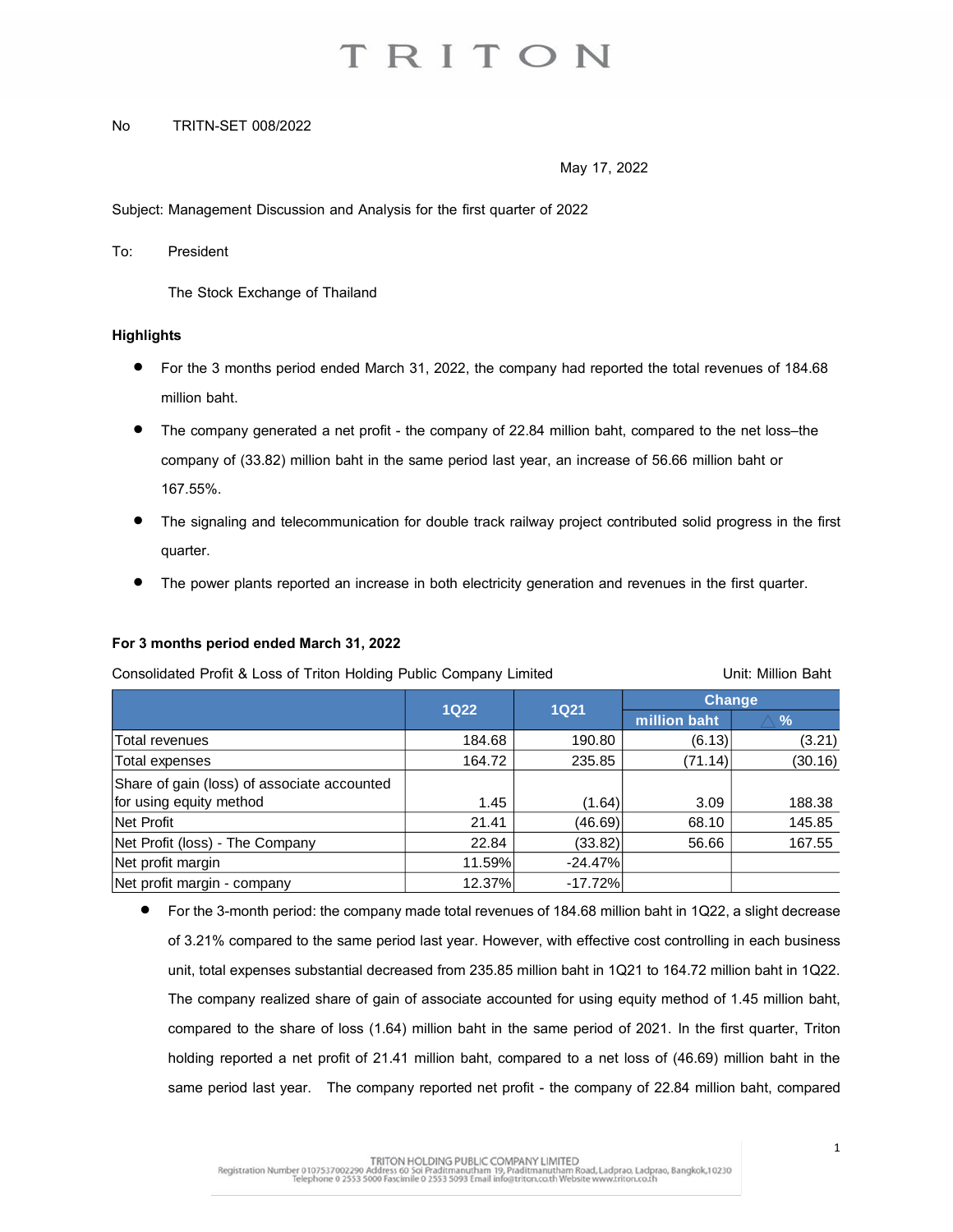# TRITON

No TRITN-SET 008/2022

May 17, 2022

Subject: Management Discussion and Analysis for the first quarter of 2022

To: President

The Stock Exchange of Thailand

**Highlights**

- For the 3 months period ended March 31, 2022, the company had reported the total revenues of 184.68 million baht.
- The company generated a net profit - the company of 22.84 million baht, compared to the net loss–the company of (33.82) million baht in the same period last year, an increase of 56.66 million baht or 167.55%.
- The signaling and telecommunication for double track railway project contributed solid progress in the first quarter.
- The power plants reported an increase in both electricity generation and revenues in the first quarter.

**For 3 months period ended March 31, 2022**

Consolidated Profit & Loss of Triton Holding Public Company Limited Unit: Million Baht

| | 1Q22 | 1Q21 | Change | |
|---|---|---|---|---|
| | | | million baht | △ % |
| Total revenues | 184.68 | 190.80 | (6.13) | (3.21) |
| Total expenses | 164.72 | 235.85 | (71.14) | (30.16) |
| Share of gain (loss) of associate accounted for using equity method | 1.45 | (1.64) | 3.09 | 188.38 |
| Net Profit | 21.41 | (46.69) | 68.10 | 145.85 |
| Net Profit (loss) - The Company | 22.84 | (33.82) | 56.66 | 167.55 |
| Net profit margin | 11.59% | -24.47% | | |
| Net profit margin - company | 12.37% | -17.72% | | |

- For the 3-month period: the company made total revenues of 184.68 million baht in 1Q22, a slight decrease of 3.21% compared to the same period last year. However, with effective cost controlling in each business unit, total expenses substantial decreased from 235.85 million baht in 1Q21 to 164.72 million baht in 1Q22. The company realized share of gain of associate accounted for using equity method of 1.45 million baht, compared to the share of loss (1.64) million baht in the same period of 2021. In the first quarter, Triton holding reported a net profit of 21.41 million baht, compared to a net loss of (46.69) million baht in the same period last year. The company reported net profit - the company of 22.84 million baht, compared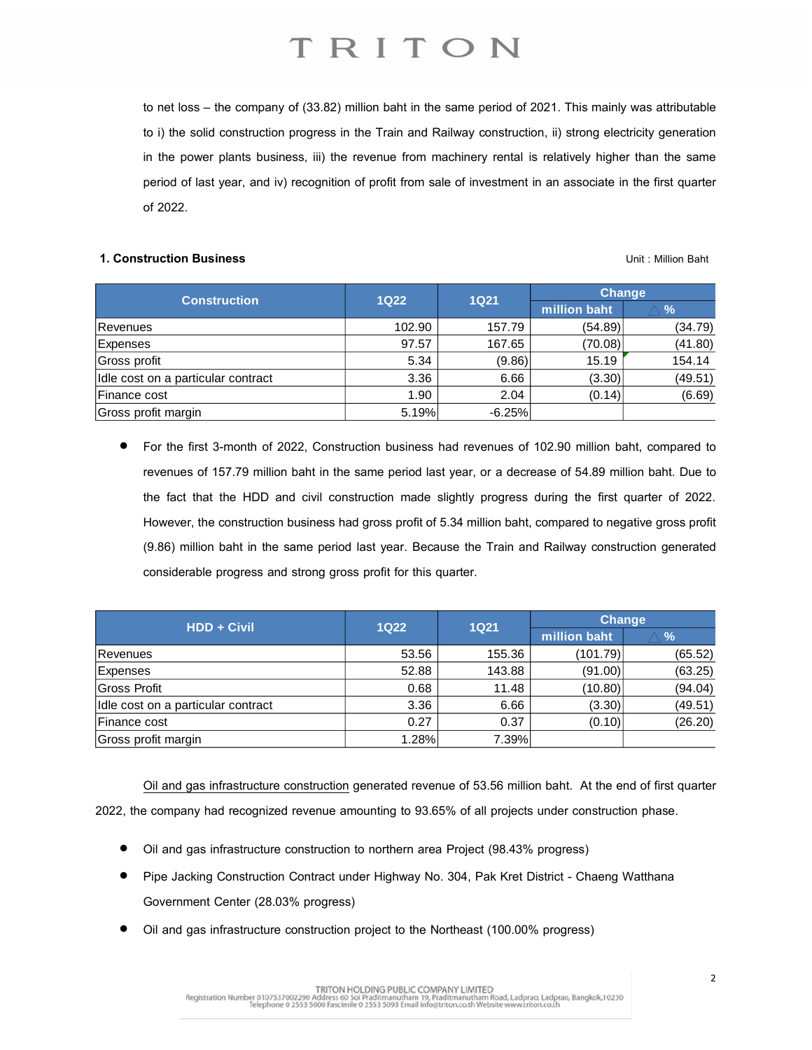to net loss – the company of (33.82) million baht in the same period of 2021. This mainly was attributable to i) the solid construction progress in the Train and Railway construction, ii) strong electricity generation in the power plants business, iii) the revenue from machinery rental is relatively higher than the same period of last year, and iv) recognition of profit from sale of investment in an associate in the first quarter of 2022.

### 1. Construction Business

Unit : Million Baht

| Construction | 1Q22 | 1Q21 | Change | |
|---|---|---|---|---|
| | | | million baht | △ % |
| Revenues | 102.90 | 157.79 | (54.89) | (34.79) |
| Expenses | 97.57 | 167.65 | (70.08) | (41.80) |
| Gross profit | 5.34 | (9.86) | 15.19 | 154.14 |
| Idle cost on a particular contract | 3.36 | 6.66 | (3.30) | (49.51) |
| Finance cost | 1.90 | 2.04 | (0.14) | (6.69) |
| Gross profit margin | 5.19% | -6.25% | | |

- For the first 3-month of 2022, Construction business had revenues of 102.90 million baht, compared to revenues of 157.79 million baht in the same period last year, or a decrease of 54.89 million baht. Due to the fact that the HDD and civil construction made slightly progress during the first quarter of 2022. However, the construction business had gross profit of 5.34 million baht, compared to negative gross profit (9.86) million baht in the same period last year. Because the Train and Railway construction generated considerable progress and strong gross profit for this quarter.

| HDD + Civil | 1Q22 | 1Q21 | Change | |
|---|---|---|---|---|
| | | | million baht | △ % |
| Revenues | 53.56 | 155.36 | (101.79) | (65.52) |
| Expenses | 52.88 | 143.88 | (91.00) | (63.25) |
| Gross Profit | 0.68 | 11.48 | (10.80) | (94.04) |
| Idle cost on a particular contract | 3.36 | 6.66 | (3.30) | (49.51) |
| Finance cost | 0.27 | 0.37 | (0.10) | (26.20) |
| Gross profit margin | 1.28% | 7.39% | | |

Oil and gas infrastructure construction generated revenue of 53.56 million baht. At the end of first quarter 2022, the company had recognized revenue amounting to 93.65% of all projects under construction phase.

- Oil and gas infrastructure construction to northern area Project (98.43% progress)
- Pipe Jacking Construction Contract under Highway No. 304, Pak Kret District - Chaeng Watthana Government Center (28.03% progress)
- Oil and gas infrastructure construction project to the Northeast (100.00% progress)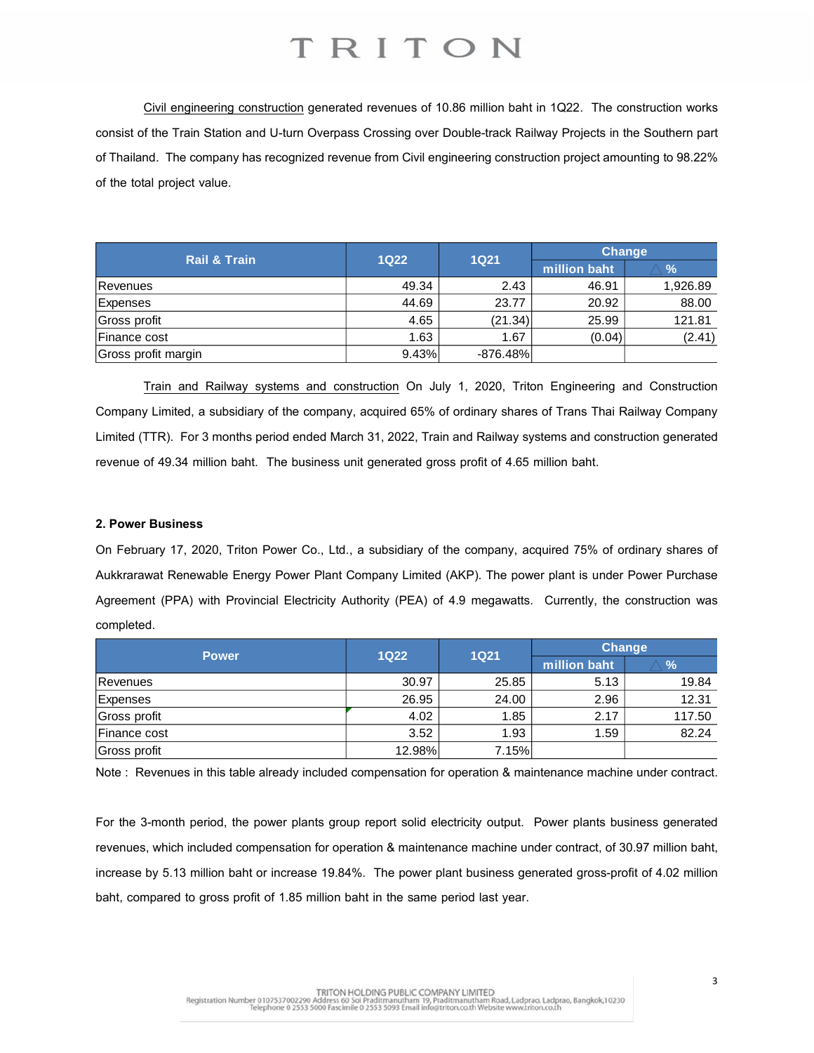Civil engineering construction generated revenues of 10.86 million baht in 1Q22. The construction works consist of the Train Station and U-turn Overpass Crossing over Double-track Railway Projects in the Southern part of Thailand. The company has recognized revenue from Civil engineering construction project amounting to 98.22% of the total project value.

| Rail & Train | 1Q22 | 1Q21 | Change | |
|---|---|---|---|---|
| | | | million baht | △ % |
| Revenues | 49.34 | 2.43 | 46.91 | 1,926.89 |
| Expenses | 44.69 | 23.77 | 20.92 | 88.00 |
| Gross profit | 4.65 | (21.34) | 25.99 | 121.81 |
| Finance cost | 1.63 | 1.67 | (0.04) | (2.41) |
| Gross profit margin | 9.43% | -876.48% | | |

Train and Railway systems and construction On July 1, 2020, Triton Engineering and Construction Company Limited, a subsidiary of the company, acquired 65% of ordinary shares of Trans Thai Railway Company Limited (TTR). For 3 months period ended March 31, 2022, Train and Railway systems and construction generated revenue of 49.34 million baht. The business unit generated gross profit of 4.65 million baht.

**2. Power Business**

On February 17, 2020, Triton Power Co., Ltd., a subsidiary of the company, acquired 75% of ordinary shares of Aukkrarawat Renewable Energy Power Plant Company Limited (AKP). The power plant is under Power Purchase Agreement (PPA) with Provincial Electricity Authority (PEA) of 4.9 megawatts. Currently, the construction was completed.

| Power | 1Q22 | 1Q21 | Change | |
|---|---|---|---|---|
| | | | million baht | △ % |
| Revenues | 30.97 | 25.85 | 5.13 | 19.84 |
| Expenses | 26.95 | 24.00 | 2.96 | 12.31 |
| Gross profit | 4.02 | 1.85 | 2.17 | 117.50 |
| Finance cost | 3.52 | 1.93 | 1.59 | 82.24 |
| Gross profit | 12.98% | 7.15% | | |

Note : Revenues in this table already included compensation for operation & maintenance machine under contract.

For the 3-month period, the power plants group report solid electricity output. Power plants business generated revenues, which included compensation for operation & maintenance machine under contract, of 30.97 million baht, increase by 5.13 million baht or increase 19.84%. The power plant business generated gross-profit of 4.02 million baht, compared to gross profit of 1.85 million baht in the same period last year.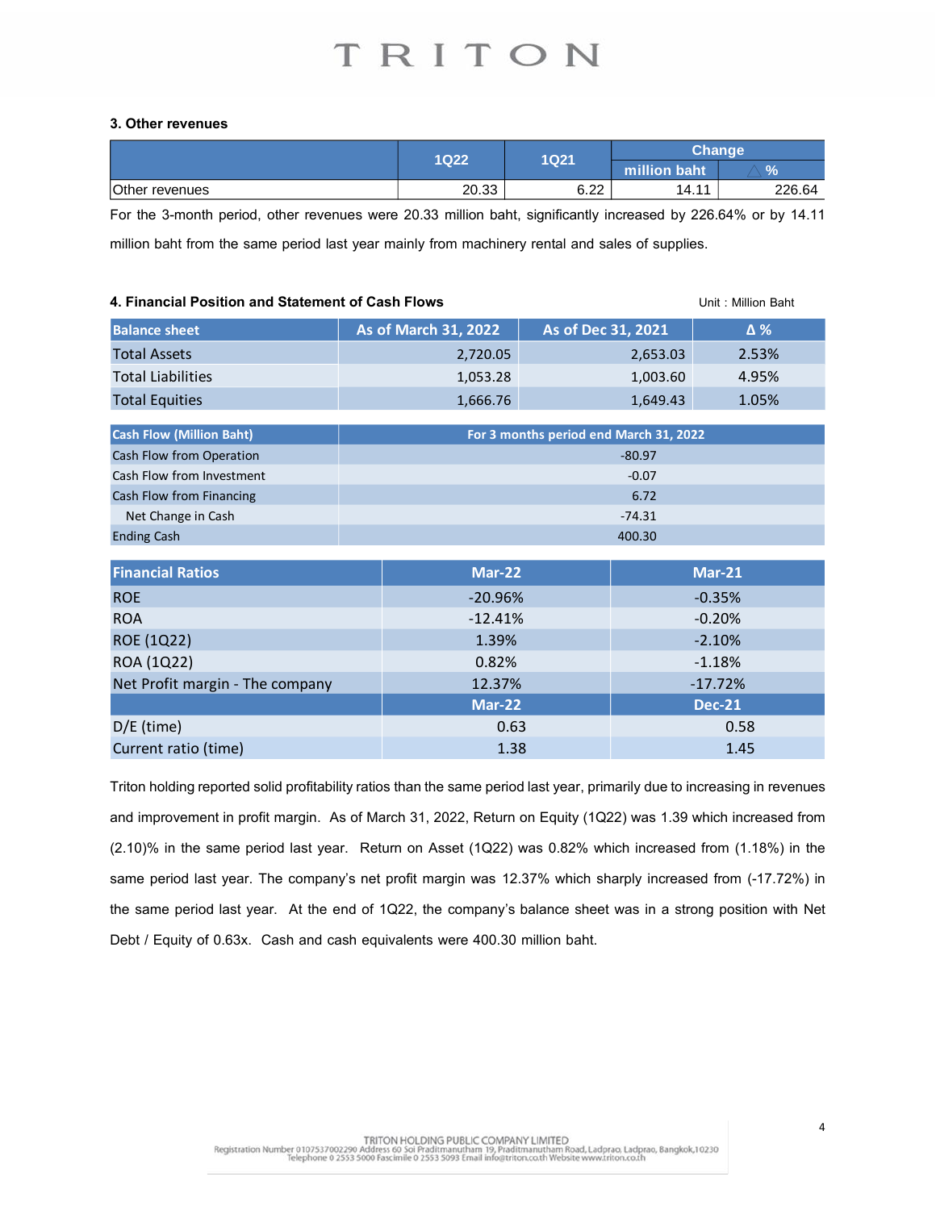### 3. Other revenues

| | 1Q22 | 1Q21 | Change | |
|---|---|---|---|---|
| | | | million baht | △ % |
| Other revenues | 20.33 | 6.22 | 14.11 | 226.64 |

For the 3-month period, other revenues were 20.33 million baht, significantly increased by 226.64% or by 14.11 million baht from the same period last year mainly from machinery rental and sales of supplies.

### 4. Financial Position and Statement of Cash Flows

Unit : Million Baht

| Balance sheet | As of March 31, 2022 | As of Dec 31, 2021 | Δ % |
|---|---|---|---|
| Total Assets | 2,720.05 | 2,653.03 | 2.53% |
| Total Liabilities | 1,053.28 | 1,003.60 | 4.95% |
| Total Equities | 1,666.76 | 1,649.43 | 1.05% |

| Cash Flow (Million Baht) | For 3 months period end March 31, 2022 |
|---|---|
| Cash Flow from Operation | -80.97 |
| Cash Flow from Investment | -0.07 |
| Cash Flow from Financing | 6.72 |
| Net Change in Cash | -74.31 |
| Ending Cash | 400.30 |

| Financial Ratios | Mar-22 | Mar-21 |
|---|---|---|
| ROE | -20.96% | -0.35% |
| ROA | -12.41% | -0.20% |
| ROE (1Q22) | 1.39% | -2.10% |
| ROA (1Q22) | 0.82% | -1.18% |
| Net Profit margin - The company | 12.37% | -17.72% |
| | **Mar-22** | **Dec-21** |
| D/E (time) | 0.63 | 0.58 |
| Current ratio (time) | 1.38 | 1.45 |

Triton holding reported solid profitability ratios than the same period last year, primarily due to increasing in revenues and improvement in profit margin. As of March 31, 2022, Return on Equity (1Q22) was 1.39 which increased from (2.10)% in the same period last year. Return on Asset (1Q22) was 0.82% which increased from (1.18%) in the same period last year. The company's net profit margin was 12.37% which sharply increased from (-17.72%) in the same period last year. At the end of 1Q22, the company's balance sheet was in a strong position with Net Debt / Equity of 0.63x. Cash and cash equivalents were 400.30 million baht.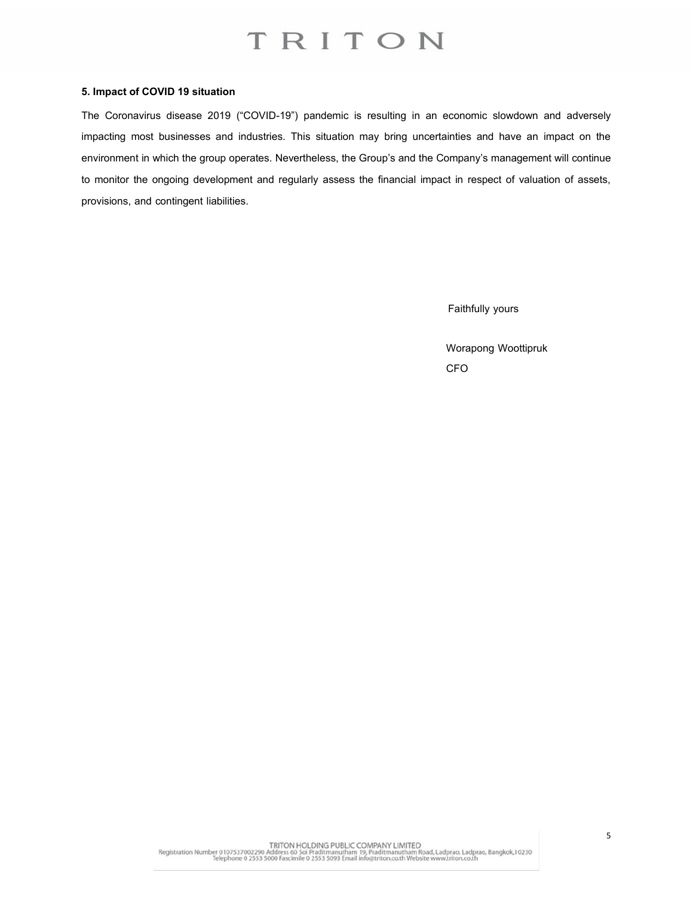**5. Impact of COVID 19 situation**

The Coronavirus disease 2019 ("COVID-19") pandemic is resulting in an economic slowdown and adversely impacting most businesses and industries. This situation may bring uncertainties and have an impact on the environment in which the group operates. Nevertheless, the Group's and the Company's management will continue to monitor the ongoing development and regularly assess the financial impact in respect of valuation of assets, provisions, and contingent liabilities.

Faithfully yours

Worapong Woottipruk
CFO